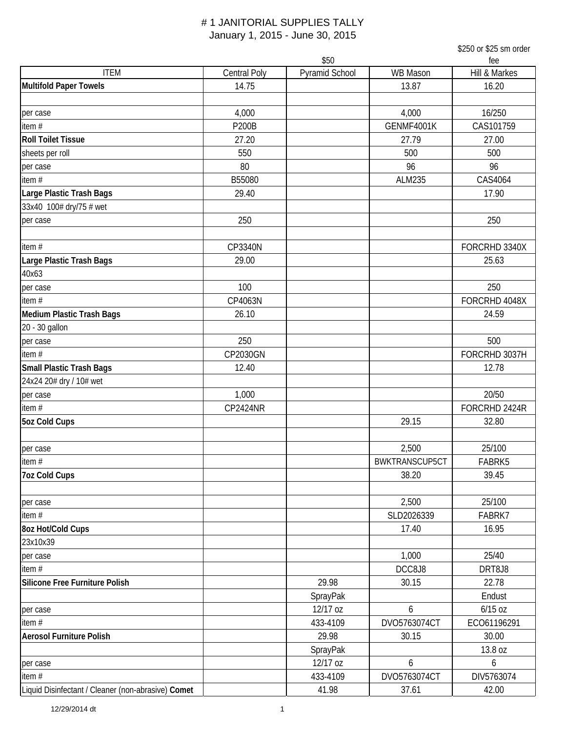# # 1 JANITORIAL SUPPLIES TALLY

January 1, 2015 - June 30, 2015

| ITEM | Central Poly | $50<br>Pyramid School | WB Mason | $250 or $25 sm order fee<br>Hill & Markes |
|---|---|---|---|---|
| **Multifold Paper Towels** | 14.75 | | 13.87 | 16.20 |
| | | | | |
| per case | 4,000 | | 4,000 | 16/250 |
| item # | P200B | | GENMF4001K | CAS101759 |
| **Roll Toilet Tissue** | 27.20 | | 27.79 | 27.00 |
| sheets per roll | 550 | | 500 | 500 |
| per case | 80 | | 96 | 96 |
| item # | B55080 | | ALM235 | CAS4064 |
| **Large Plastic Trash Bags** | 29.40 | | | 17.90 |
| 33x40 100# dry/75 # wet | | | | |
| per case | 250 | | | 250 |
| | | | | |
| item # | CP3340N | | | FORCRHD 3340X |
| **Large Plastic Trash Bags** | 29.00 | | | 25.63 |
| 40x63 | | | | |
| per case | 100 | | | 250 |
| item # | CP4063N | | | FORCRHD 4048X |
| **Medium Plastic Trash Bags** | 26.10 | | | 24.59 |
| 20 - 30 gallon | | | | |
| per case | 250 | | | 500 |
| item # | CP2030GN | | | FORCRHD 3037H |
| **Small Plastic Trash Bags** | 12.40 | | | 12.78 |
| 24x24 20# dry / 10# wet | | | | |
| per case | 1,000 | | | 20/50 |
| item # | CP2424NR | | | FORCRHD 2424R |
| **5oz Cold Cups** | | | 29.15 | 32.80 |
| | | | | |
| per case | | | 2,500 | 25/100 |
| item # | | | BWKTRANSCUP5CT | FABRK5 |
| **7oz Cold Cups** | | | 38.20 | 39.45 |
| | | | | |
| per case | | | 2,500 | 25/100 |
| item # | | | SLD2026339 | FABRK7 |
| **8oz Hot/Cold Cups** | | | 17.40 | 16.95 |
| 23x10x39 | | | | |
| per case | | | 1,000 | 25/40 |
| item # | | | DCC8J8 | DRT8J8 |
| **Silicone Free Furniture Polish** | | 29.98 | 30.15 | 22.78 |
| | | SprayPak | | Endust |
| per case | | 12/17 oz | 6 | 6/15 oz |
| item # | | 433-4109 | DVO5763074CT | ECO61196291 |
| **Aerosol Furniture Polish** | | 29.98 | 30.15 | 30.00 |
| | | SprayPak | | 13.8 oz |
| per case | | 12/17 oz | 6 | 6 |
| item # | | 433-4109 | DVO5763074CT | DIV5763074 |
| Liquid Disinfectant / Cleaner (non-abrasive) **Comet** | | 41.98 | 37.61 | 42.00 |

12/29/2014 dt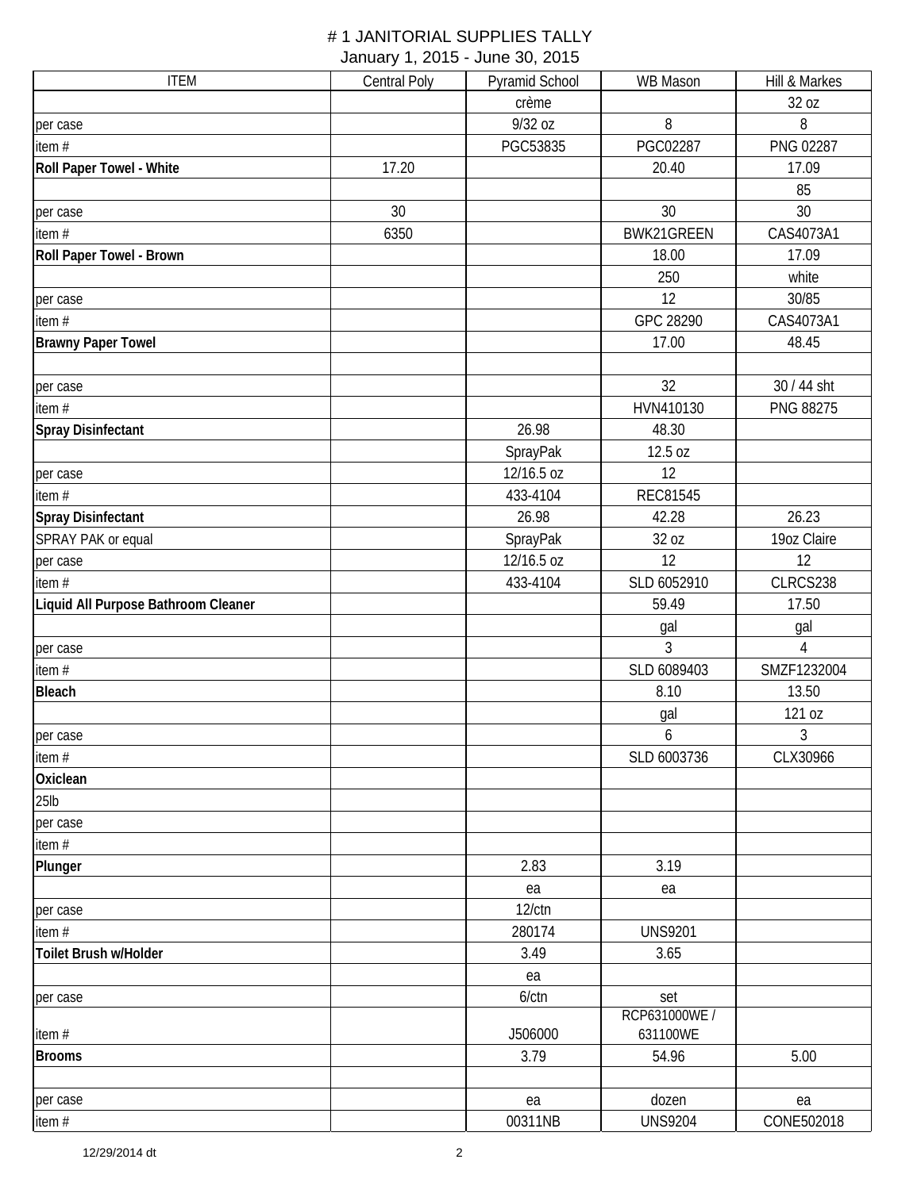# # 1 JANITORIAL SUPPLIES TALLY

January 1, 2015 - June 30, 2015

| ITEM | Central Poly | Pyramid School | WB Mason | Hill & Markes |
|---|---|---|---|---|
| | | crème | | 32 oz |
| per case | | 9/32 oz | 8 | 8 |
| item # | | PGC53835 | PGC02287 | PNG 02287 |
| **Roll Paper Towel - White** | 17.20 | | 20.40 | 17.09 |
| | | | | 85 |
| per case | 30 | | 30 | 30 |
| item # | 6350 | | BWK21GREEN | CAS4073A1 |
| **Roll Paper Towel - Brown** | | | 18.00 | 17.09 |
| | | | 250 | white |
| per case | | | 12 | 30/85 |
| item # | | | GPC 28290 | CAS4073A1 |
| **Brawny Paper Towel** | | | 17.00 | 48.45 |
| | | | | |
| per case | | | 32 | 30 / 44 sht |
| item # | | | HVN410130 | PNG 88275 |
| **Spray Disinfectant** | | 26.98 | 48.30 | |
| | | SprayPak | 12.5 oz | |
| per case | | 12/16.5 oz | 12 | |
| item # | | 433-4104 | REC81545 | |
| **Spray Disinfectant** | | 26.98 | 42.28 | 26.23 |
| SPRAY PAK or equal | | SprayPak | 32 oz | 19oz Claire |
| per case | | 12/16.5 oz | 12 | 12 |
| item # | | 433-4104 | SLD 6052910 | CLRCS238 |
| **Liquid All Purpose Bathroom Cleaner** | | | 59.49 | 17.50 |
| | | | gal | gal |
| per case | | | 3 | 4 |
| item # | | | SLD 6089403 | SMZF1232004 |
| **Bleach** | | | 8.10 | 13.50 |
| | | | gal | 121 oz |
| per case | | | 6 | 3 |
| item # | | | SLD 6003736 | CLX30966 |
| **Oxiclean** | | | | |
| 25lb | | | | |
| per case | | | | |
| item # | | | | |
| **Plunger** | | 2.83 | 3.19 | |
| | | ea | ea | |
| per case | | 12/ctn | | |
| item # | | 280174 | UNS9201 | |
| **Toilet Brush w/Holder** | | 3.49 | 3.65 | |
| | | ea | | |
| per case | | 6/ctn | set | |
| item # | | J506000 | RCP631000WE / 631100WE | |
| **Brooms** | | 3.79 | 54.96 | 5.00 |
| | | | | |
| per case | | ea | dozen | ea |
| item # | | 00311NB | UNS9204 | CONE502018 |

12/29/2014 dt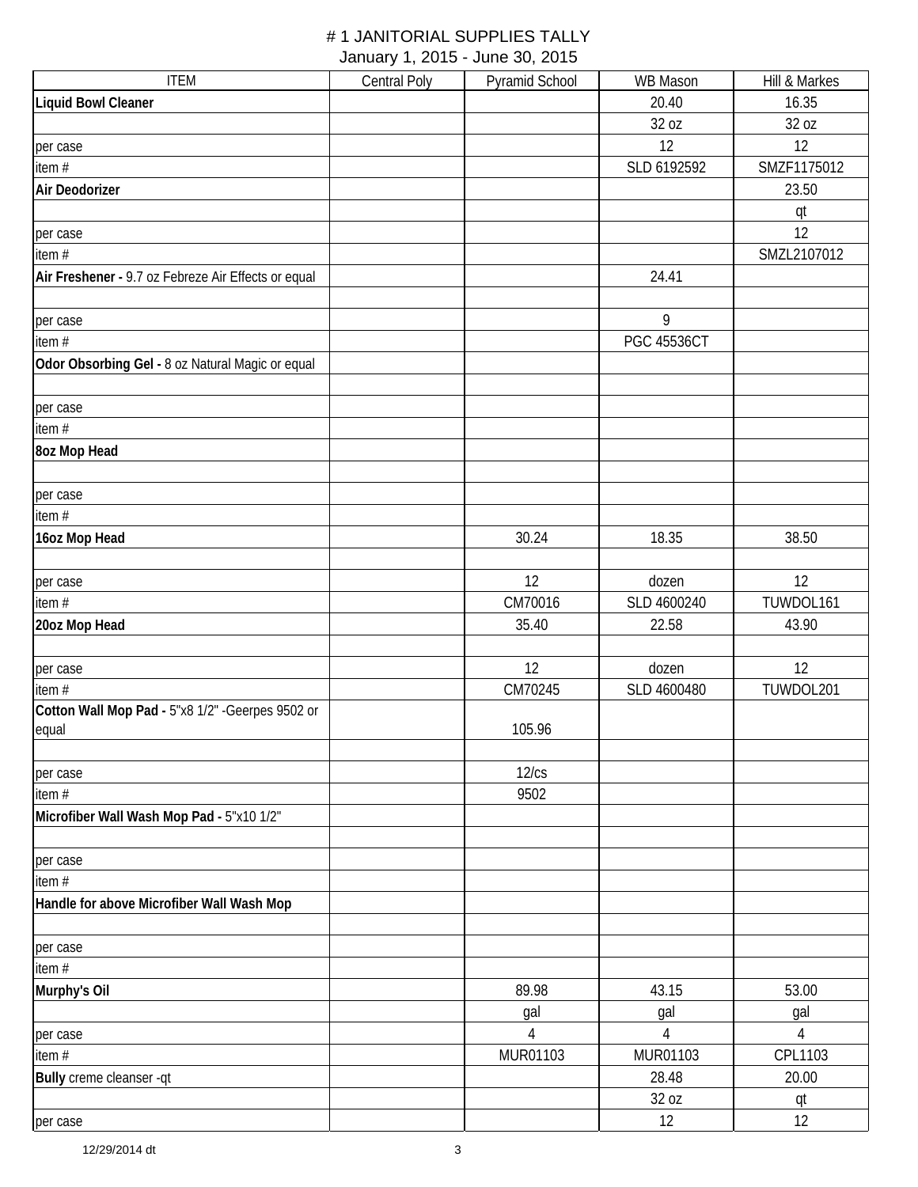# # 1 JANITORIAL SUPPLIES TALLY

January 1, 2015 - June 30, 2015

| ITEM | Central Poly | Pyramid School | WB Mason | Hill & Markes |
|---|---|---|---|---|
| **Liquid Bowl Cleaner** | | | 20.40 | 16.35 |
| | | | 32 oz | 32 oz |
| per case | | | 12 | 12 |
| item # | | | SLD 6192592 | SMZF1175012 |
| **Air Deodorizer** | | | | 23.50 |
| | | | | qt |
| per case | | | | 12 |
| item # | | | | SMZL2107012 |
| **Air Freshener -** 9.7 oz Febreze Air Effects or equal | | | 24.41 | |
| | | | | |
| per case | | | 9 | |
| item # | | | PGC 45536CT | |
| **Odor Obsorbing Gel -** 8 oz Natural Magic or equal | | | | |
| | | | | |
| per case | | | | |
| item # | | | | |
| **8oz Mop Head** | | | | |
| | | | | |
| per case | | | | |
| item # | | | | |
| **16oz Mop Head** | | 30.24 | 18.35 | 38.50 |
| | | | | |
| per case | | 12 | dozen | 12 |
| item # | | CM70016 | SLD 4600240 | TUWDOL161 |
| **20oz Mop Head** | | 35.40 | 22.58 | 43.90 |
| | | | | |
| per case | | 12 | dozen | 12 |
| item # | | CM70245 | SLD 4600480 | TUWDOL201 |
| **Cotton Wall Mop Pad -** 5"x8 1/2" -Geerpes 9502 or equal | | 105.96 | | |
| | | | | |
| per case | | 12/cs | | |
| item # | | 9502 | | |
| **Microfiber Wall Wash Mop Pad -** 5"x10 1/2" | | | | |
| | | | | |
| per case | | | | |
| item # | | | | |
| **Handle for above Microfiber Wall Wash Mop** | | | | |
| | | | | |
| per case | | | | |
| item # | | | | |
| **Murphy's Oil** | | 89.98 | 43.15 | 53.00 |
| | | gal | gal | gal |
| per case | | 4 | 4 | 4 |
| item # | | MUR01103 | MUR01103 | CPL1103 |
| **Bully** creme cleanser -qt | | | 28.48 | 20.00 |
| | | | 32 oz | qt |
| per case | | | 12 | 12 |

12/29/2014 dt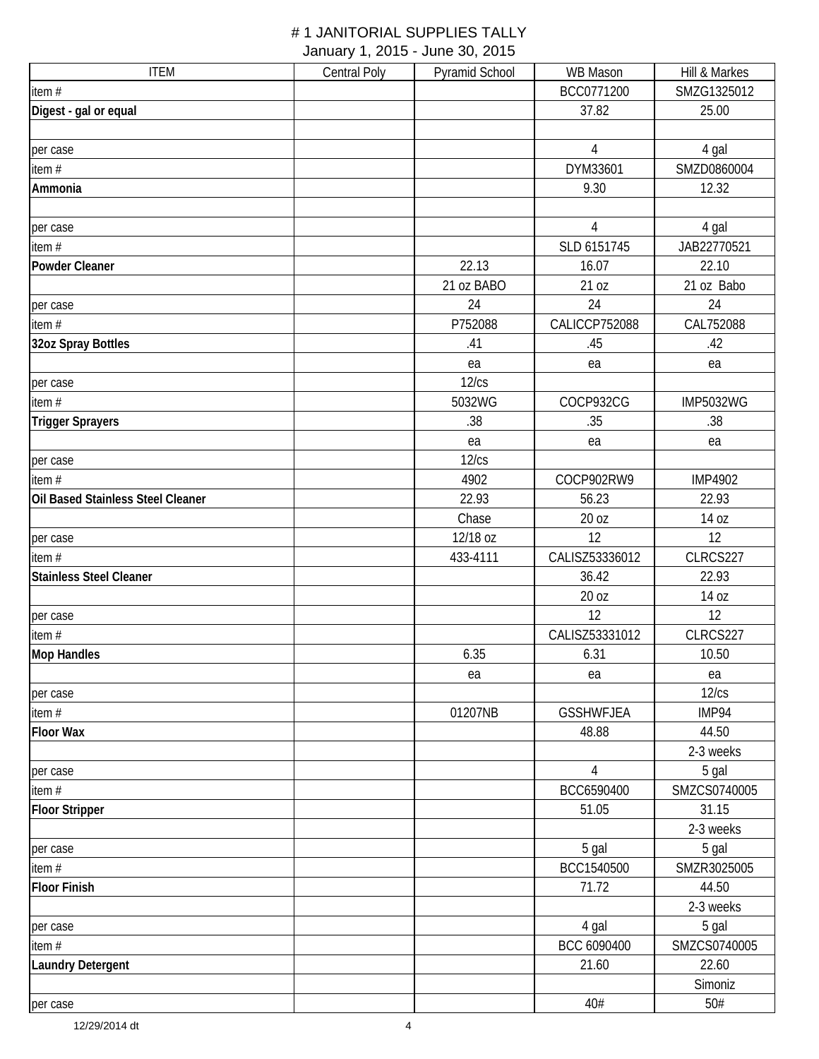# # 1 JANITORIAL SUPPLIES TALLY

January 1, 2015 - June 30, 2015

| ITEM | Central Poly | Pyramid School | WB Mason | Hill & Markes |
|---|---|---|---|---|
| item # | | | BCC0771200 | SMZG1325012 |
| **Digest - gal or equal** | | | 37.82 | 25.00 |
| | | | | |
| per case | | | 4 | 4 gal |
| item # | | | DYM33601 | SMZD0860004 |
| **Ammonia** | | | 9.30 | 12.32 |
| | | | | |
| per case | | | 4 | 4 gal |
| item # | | | SLD 6151745 | JAB22770521 |
| **Powder Cleaner** | | 22.13 | 16.07 | 22.10 |
| | | 21 oz BABO | 21 oz | 21 oz Babo |
| per case | | 24 | 24 | 24 |
| item # | | P752088 | CALICCP752088 | CAL752088 |
| **32oz Spray Bottles** | | .41 | .45 | .42 |
| | | ea | ea | ea |
| per case | | 12/cs | | |
| item # | | 5032WG | COCP932CG | IMP5032WG |
| **Trigger Sprayers** | | .38 | .35 | .38 |
| | | ea | ea | ea |
| per case | | 12/cs | | |
| item # | | 4902 | COCP902RW9 | IMP4902 |
| **Oil Based Stainless Steel Cleaner** | | 22.93 | 56.23 | 22.93 |
| | | Chase | 20 oz | 14 oz |
| per case | | 12/18 oz | 12 | 12 |
| item # | | 433-4111 | CALISZ53336012 | CLRCS227 |
| **Stainless Steel Cleaner** | | | 36.42 | 22.93 |
| | | | 20 oz | 14 oz |
| per case | | | 12 | 12 |
| item # | | | CALISZ53331012 | CLRCS227 |
| **Mop Handles** | | 6.35 | 6.31 | 10.50 |
| | | ea | ea | ea |
| per case | | | | 12/cs |
| item # | | 01207NB | GSSHWFJEA | IMP94 |
| **Floor Wax** | | | 48.88 | 44.50 |
| | | | | 2-3 weeks |
| per case | | | 4 | 5 gal |
| item # | | | BCC6590400 | SMZCS0740005 |
| **Floor Stripper** | | | 51.05 | 31.15 |
| | | | | 2-3 weeks |
| per case | | | 5 gal | 5 gal |
| item # | | | BCC1540500 | SMZR3025005 |
| **Floor Finish** | | | 71.72 | 44.50 |
| | | | | 2-3 weeks |
| per case | | | 4 gal | 5 gal |
| item # | | | BCC 6090400 | SMZCS0740005 |
| **Laundry Detergent** | | | 21.60 | 22.60 |
| | | | | Simoniz |
| per case | | | 40# | 50# |

12/29/2014 dt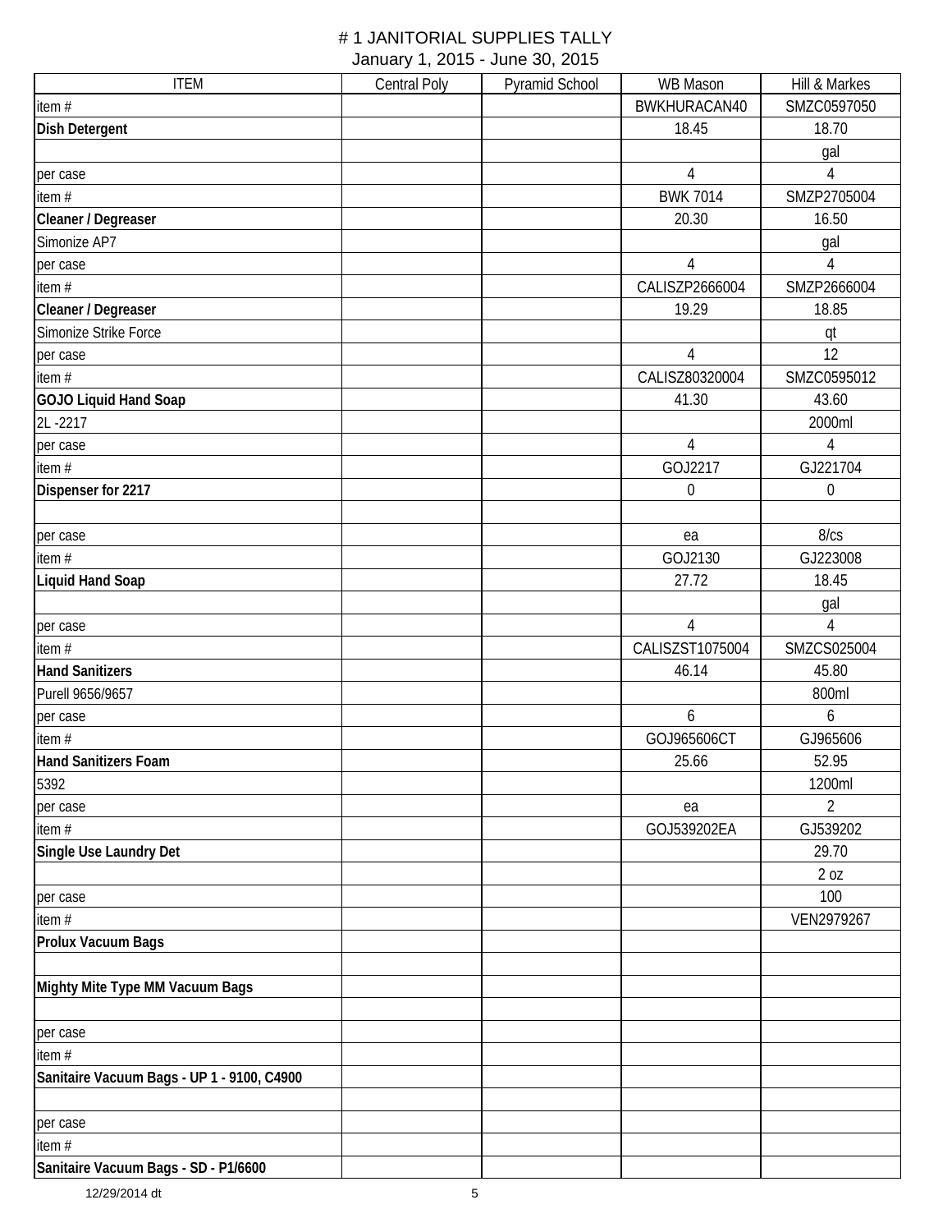# # 1 JANITORIAL SUPPLIES TALLY

January 1, 2015 - June 30, 2015

| ITEM | Central Poly | Pyramid School | WB Mason | Hill & Markes |
|---|---|---|---|---|
| item # | | | BWKHURACAN40 | SMZC0597050 |
| **Dish Detergent** | | | 18.45 | 18.70 |
| | | | | gal |
| per case | | | 4 | 4 |
| item # | | | BWK 7014 | SMZP2705004 |
| **Cleaner / Degreaser** | | | 20.30 | 16.50 |
| Simonize AP7 | | | | gal |
| per case | | | 4 | 4 |
| item # | | | CALISZP2666004 | SMZP2666004 |
| **Cleaner / Degreaser** | | | 19.29 | 18.85 |
| Simonize Strike Force | | | | qt |
| per case | | | 4 | 12 |
| item # | | | CALISZ80320004 | SMZC0595012 |
| **GOJO Liquid Hand Soap** | | | 41.30 | 43.60 |
| 2L -2217 | | | | 2000ml |
| per case | | | 4 | 4 |
| item # | | | GOJ2217 | GJ221704 |
| **Dispenser for 2217** | | | 0 | 0 |
| | | | | |
| per case | | | ea | 8/cs |
| item # | | | GOJ2130 | GJ223008 |
| **Liquid Hand Soap** | | | 27.72 | 18.45 |
| | | | | gal |
| per case | | | 4 | 4 |
| item # | | | CALISZST1075004 | SMZCS025004 |
| **Hand Sanitizers** | | | 46.14 | 45.80 |
| Purell 9656/9657 | | | | 800ml |
| per case | | | 6 | 6 |
| item # | | | GOJ965606CT | GJ965606 |
| **Hand Sanitizers Foam** | | | 25.66 | 52.95 |
| 5392 | | | | 1200ml |
| per case | | | ea | 2 |
| item # | | | GOJ539202EA | GJ539202 |
| **Single Use Laundry Det** | | | | 29.70 |
| | | | | 2 oz |
| per case | | | | 100 |
| item # | | | | VEN2979267 |
| **Prolux Vacuum Bags** | | | | |
| | | | | |
| **Mighty Mite Type MM Vacuum Bags** | | | | |
| | | | | |
| per case | | | | |
| item # | | | | |
| **Sanitaire Vacuum Bags - UP 1 - 9100, C4900** | | | | |
| | | | | |
| per case | | | | |
| item # | | | | |
| **Sanitaire Vacuum Bags - SD - P1/6600** | | | | |

12/29/2014 dt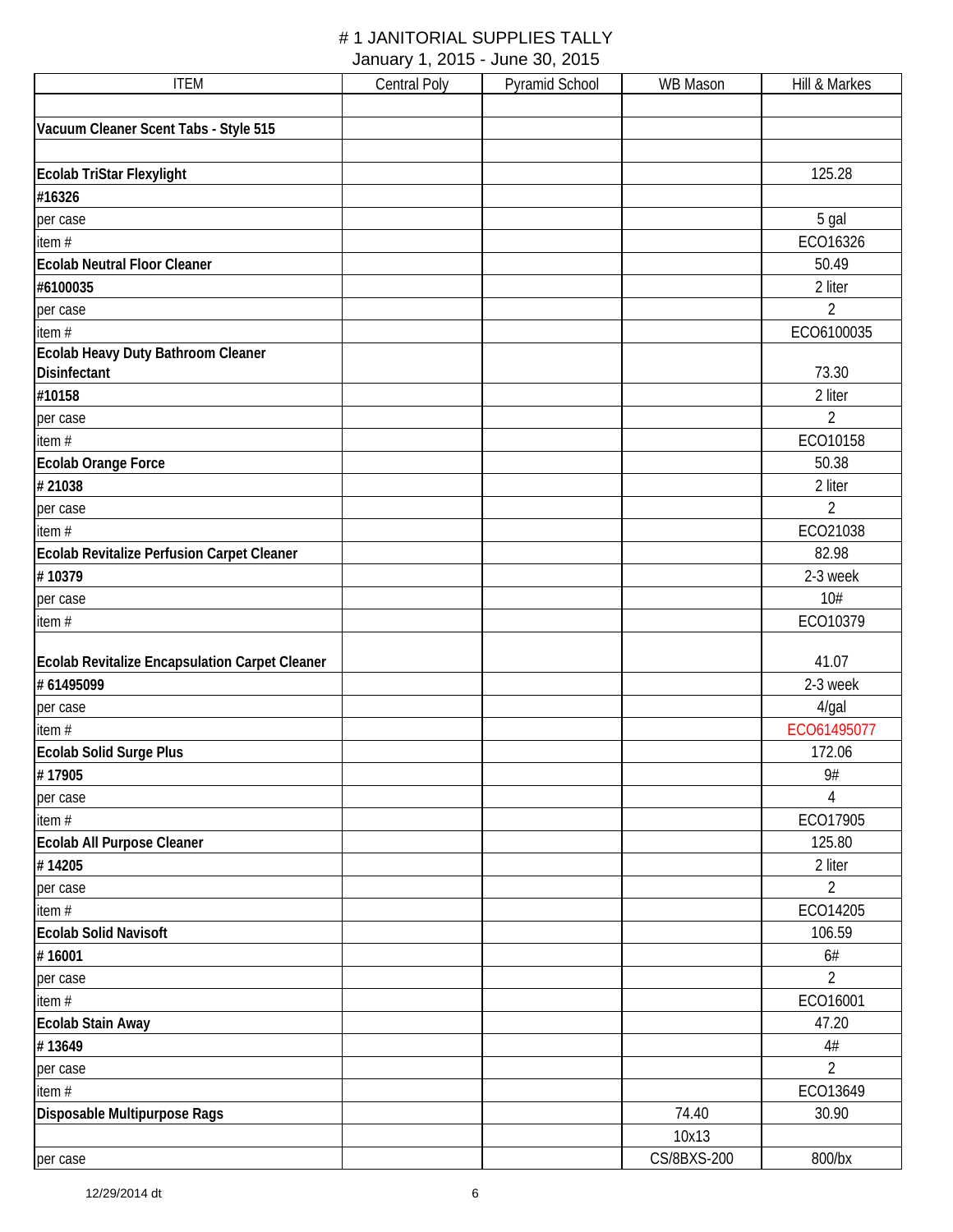# # 1 JANITORIAL SUPPLIES TALLY

January 1, 2015 - June 30, 2015

| ITEM | Central Poly | Pyramid School | WB Mason | Hill & Markes |
|---|---|---|---|---|
| | | | | |
| **Vacuum Cleaner Scent Tabs - Style 515** | | | | |
| | | | | |
| **Ecolab TriStar Flexylight** | | | | 125.28 |
| **#16326** | | | | |
| per case | | | | 5 gal |
| item # | | | | ECO16326 |
| **Ecolab Neutral Floor Cleaner** | | | | 50.49 |
| **#6100035** | | | | 2 liter |
| per case | | | | 2 |
| item # | | | | ECO6100035 |
| **Ecolab Heavy Duty Bathroom Cleaner Disinfectant** | | | | 73.30 |
| **#10158** | | | | 2 liter |
| per case | | | | 2 |
| item # | | | | ECO10158 |
| **Ecolab Orange Force** | | | | 50.38 |
| **# 21038** | | | | 2 liter |
| per case | | | | 2 |
| item # | | | | ECO21038 |
| **Ecolab Revitalize Perfusion Carpet Cleaner** | | | | 82.98 |
| **# 10379** | | | | 2-3 week |
| per case | | | | 10# |
| item # | | | | ECO10379 |
| **Ecolab Revitalize Encapsulation Carpet Cleaner** | | | | 41.07 |
| **# 61495099** | | | | 2-3 week |
| per case | | | | 4/gal |
| item # | | | | ECO61495077 |
| **Ecolab Solid Surge Plus** | | | | 172.06 |
| **# 17905** | | | | 9# |
| per case | | | | 4 |
| item # | | | | ECO17905 |
| **Ecolab All Purpose Cleaner** | | | | 125.80 |
| **# 14205** | | | | 2 liter |
| per case | | | | 2 |
| item # | | | | ECO14205 |
| **Ecolab Solid Navisoft** | | | | 106.59 |
| **# 16001** | | | | 6# |
| per case | | | | 2 |
| item # | | | | ECO16001 |
| **Ecolab Stain Away** | | | | 47.20 |
| **# 13649** | | | | 4# |
| per case | | | | 2 |
| item # | | | | ECO13649 |
| **Disposable Multipurpose Rags** | | | 74.40 | 30.90 |
| | | | 10x13 | |
| per case | | | CS/8BXS-200 | 800/bx |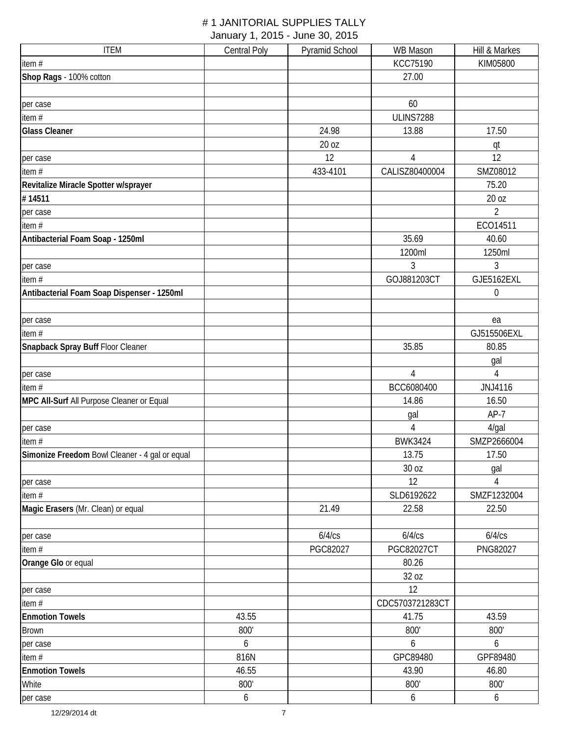# # 1 JANITORIAL SUPPLIES TALLY

January 1, 2015 - June 30, 2015

| ITEM | Central Poly | Pyramid School | WB Mason | Hill & Markes |
|---|---|---|---|---|
| item # | | | KCC75190 | KIM05800 |
| **Shop Rags** - 100% cotton | | | 27.00 | |
| | | | | |
| per case | | | 60 | |
| item # | | | ULINS7288 | |
| **Glass Cleaner** | | 24.98 | 13.88 | 17.50 |
| | | 20 oz | | qt |
| per case | | 12 | 4 | 12 |
| item # | | 433-4101 | CALISZ80400004 | SMZ08012 |
| **Revitalize Miracle Spotter w/sprayer** | | | | 75.20 |
| **# 14511** | | | | 20 oz |
| per case | | | | 2 |
| item # | | | | ECO14511 |
| **Antibacterial Foam Soap - 1250ml** | | | 35.69 | 40.60 |
| | | | 1200ml | 1250ml |
| per case | | | 3 | 3 |
| item # | | | GOJ881203CT | GJE5162EXL |
| **Antibacterial Foam Soap Dispenser - 1250ml** | | | | 0 |
| | | | | |
| per case | | | | ea |
| item # | | | | GJ515506EXL |
| **Snapback Spray Buff** Floor Cleaner | | | 35.85 | 80.85 |
| | | | | gal |
| per case | | | 4 | 4 |
| item # | | | BCC6080400 | JNJ4116 |
| **MPC All-Surf** All Purpose Cleaner or Equal | | | 14.86 | 16.50 |
| | | | gal | AP-7 |
| per case | | | 4 | 4/gal |
| item # | | | BWK3424 | SMZP2666004 |
| **Simonize Freedom** Bowl Cleaner - 4 gal or equal | | | 13.75 | 17.50 |
| | | | 30 oz | gal |
| per case | | | 12 | 4 |
| item # | | | SLD6192622 | SMZF1232004 |
| **Magic Erasers** (Mr. Clean) or equal | | 21.49 | 22.58 | 22.50 |
| | | | | |
| per case | | 6/4/cs | 6/4/cs | 6/4/cs |
| item # | | PGC82027 | PGC82027CT | PNG82027 |
| **Orange Glo** or equal | | | 80.26 | |
| | | | 32 oz | |
| per case | | | 12 | |
| item # | | | CDC5703721283CT | |
| **Enmotion Towels** | 43.55 | | 41.75 | 43.59 |
| Brown | 800' | | 800' | 800' |
| per case | 6 | | 6 | 6 |
| item # | 816N | | GPC89480 | GPF89480 |
| **Enmotion Towels** | 46.55 | | 43.90 | 46.80 |
| White | 800' | | 800' | 800' |
| per case | 6 | | 6 | 6 |

12/29/2014 dt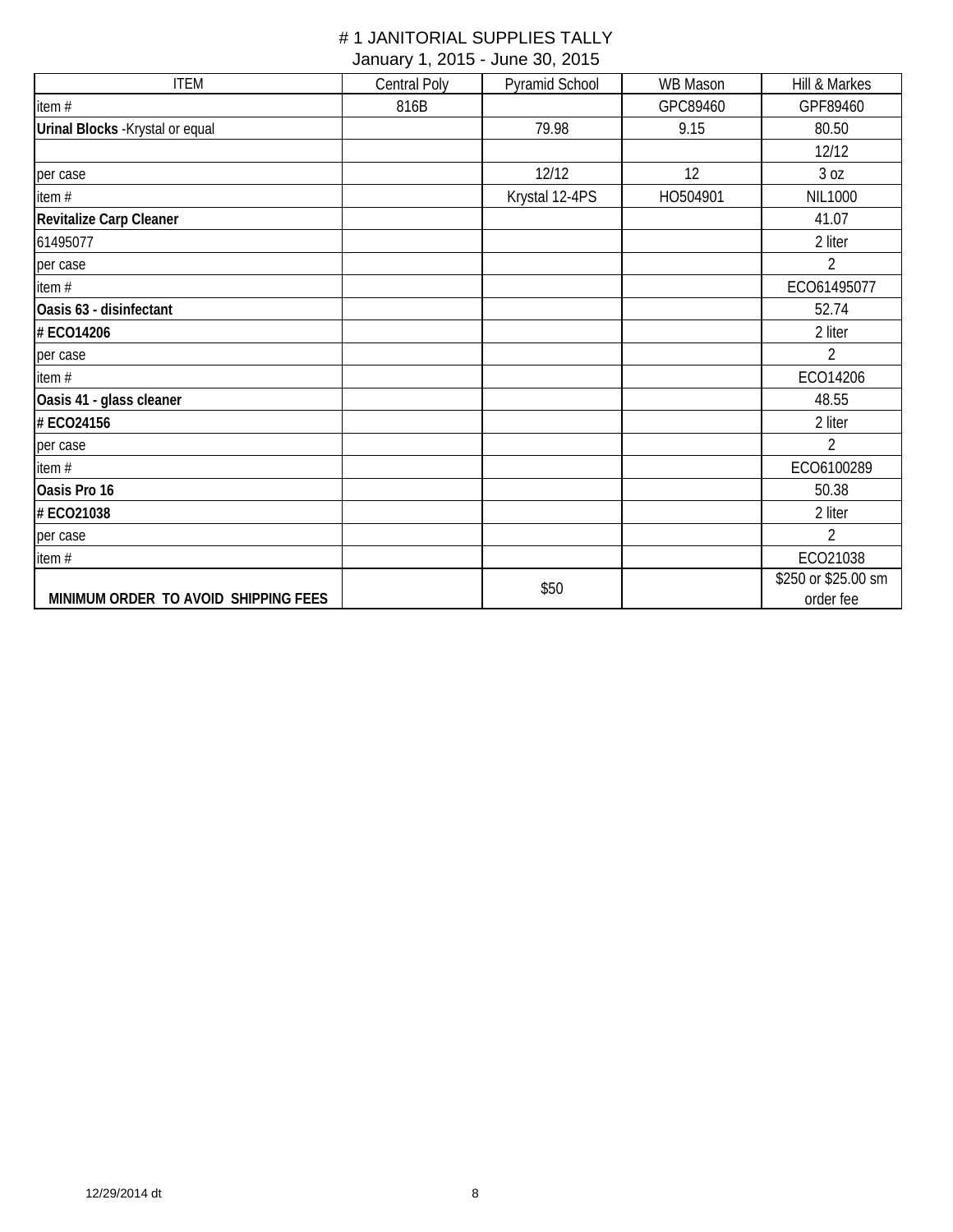# # 1 JANITORIAL SUPPLIES TALLY

January 1, 2015 - June 30, 2015

| ITEM | Central Poly | Pyramid School | WB Mason | Hill & Markes |
|---|---|---|---|---|
| item # | 816B | | GPC89460 | GPF89460 |
| **Urinal Blocks** -Krystal or equal | | 79.98 | 9.15 | 80.50 |
| | | | | 12/12 |
| per case | | 12/12 | 12 | 3 oz |
| item # | | Krystal 12-4PS | HO504901 | NIL1000 |
| **Revitalize Carp Cleaner** | | | | 41.07 |
| 61495077 | | | | 2 liter |
| per case | | | | 2 |
| item # | | | | ECO61495077 |
| **Oasis 63 - disinfectant** | | | | 52.74 |
| **# ECO14206** | | | | 2 liter |
| per case | | | | 2 |
| item # | | | | ECO14206 |
| **Oasis 41 - glass cleaner** | | | | 48.55 |
| **# ECO24156** | | | | 2 liter |
| per case | | | | 2 |
| item # | | | | ECO6100289 |
| **Oasis Pro 16** | | | | 50.38 |
| **# ECO21038** | | | | 2 liter |
| per case | | | | 2 |
| item # | | | | ECO21038 |
| **MINIMUM ORDER TO AVOID SHIPPING FEES** | | $50 | | $250 or $25.00 sm order fee |

12/29/2014 dt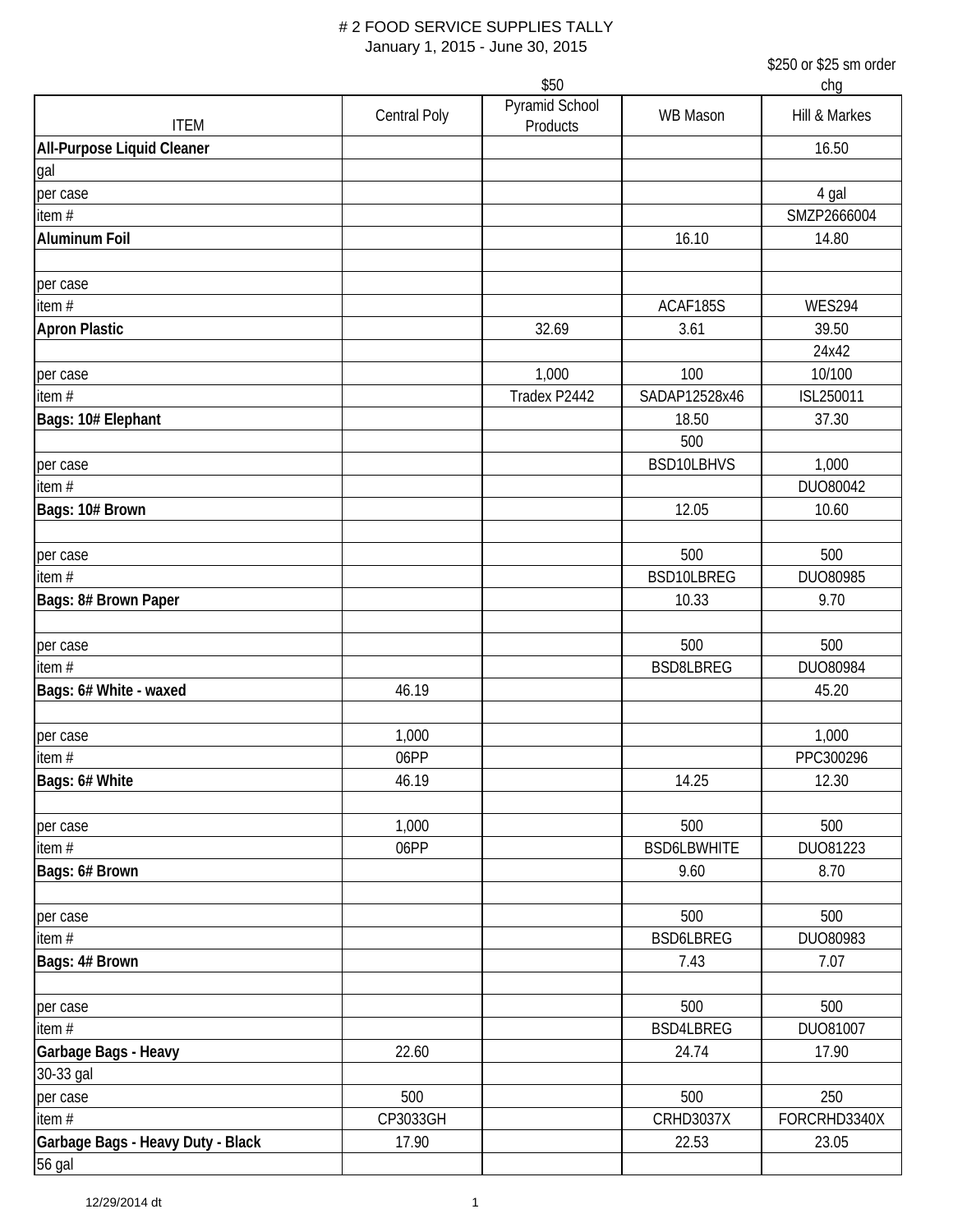# # 2 FOOD SERVICE SUPPLIES TALLY

January 1, 2015 - June 30, 2015

| ITEM | Central Poly | $50 Pyramid School Products | WB Mason | $250 or $25 sm order chg Hill & Markes |
|---|---|---|---|---|
| **All-Purpose Liquid Cleaner** | | | | 16.50 |
| gal | | | | |
| per case | | | | 4 gal |
| item # | | | | SMZP2666004 |
| **Aluminum Foil** | | | 16.10 | 14.80 |
| | | | | |
| per case | | | | |
| item # | | | ACAF185S | WES294 |
| **Apron Plastic** | | 32.69 | 3.61 | 39.50 |
| | | | | 24x42 |
| per case | | 1,000 | 100 | 10/100 |
| item # | | Tradex P2442 | SADAP12528x46 | ISL250011 |
| **Bags: 10# Elephant** | | | 18.50 | 37.30 |
| | | | 500 | |
| per case | | | BSD10LBHVS | 1,000 |
| item # | | | | DUO80042 |
| **Bags: 10# Brown** | | | 12.05 | 10.60 |
| | | | | |
| per case | | | 500 | 500 |
| item # | | | BSD10LBREG | DUO80985 |
| **Bags: 8# Brown Paper** | | | 10.33 | 9.70 |
| | | | | |
| per case | | | 500 | 500 |
| item # | | | BSD8LBREG | DUO80984 |
| **Bags: 6# White - waxed** | 46.19 | | | 45.20 |
| | | | | |
| per case | 1,000 | | | 1,000 |
| item # | 06PP | | | PPC300296 |
| **Bags: 6# White** | 46.19 | | 14.25 | 12.30 |
| | | | | |
| per case | 1,000 | | 500 | 500 |
| item # | 06PP | | BSD6LBWHITE | DUO81223 |
| **Bags: 6# Brown** | | | 9.60 | 8.70 |
| | | | | |
| per case | | | 500 | 500 |
| item # | | | BSD6LBREG | DUO80983 |
| **Bags: 4# Brown** | | | 7.43 | 7.07 |
| | | | | |
| per case | | | 500 | 500 |
| item # | | | BSD4LBREG | DUO81007 |
| **Garbage Bags - Heavy** | 22.60 | | 24.74 | 17.90 |
| 30-33 gal | | | | |
| per case | 500 | | 500 | 250 |
| item # | CP3033GH | | CRHD3037X | FORCRHD3340X |
| **Garbage Bags - Heavy Duty - Black** | 17.90 | | 22.53 | 23.05 |
| 56 gal | | | | |

12/29/2014 dt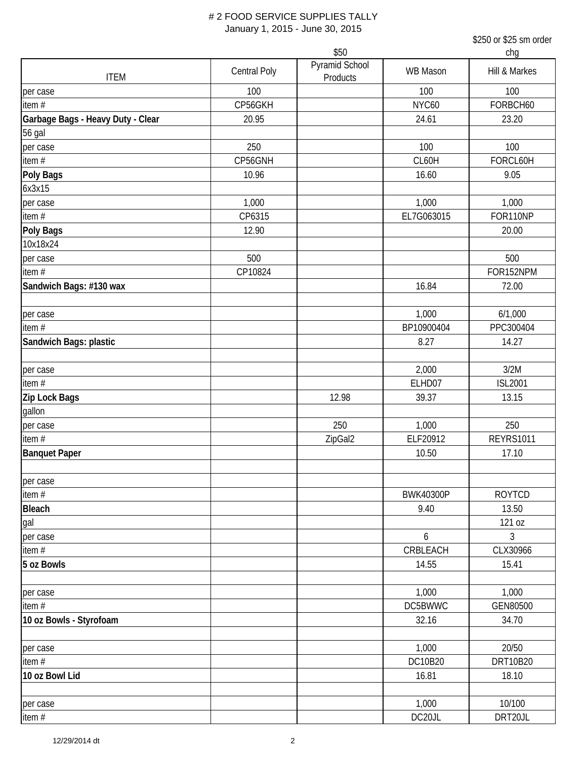# # 2 FOOD SERVICE SUPPLIES TALLY

January 1, 2015 - June 30, 2015

| ITEM | Central Poly | $50 Pyramid School Products | WB Mason | $250 or $25 sm order chg Hill & Markes |
|---|---|---|---|---|
| per case | 100 | | 100 | 100 |
| item # | CP56GKH | | NYC60 | FORBCH60 |
| **Garbage Bags - Heavy Duty - Clear** | 20.95 | | 24.61 | 23.20 |
| 56 gal | | | | |
| per case | 250 | | 100 | 100 |
| item # | CP56GNH | | CL60H | FORCL60H |
| **Poly Bags** | 10.96 | | 16.60 | 9.05 |
| 6x3x15 | | | | |
| per case | 1,000 | | 1,000 | 1,000 |
| item # | CP6315 | | EL7G063015 | FOR110NP |
| **Poly Bags** | 12.90 | | | 20.00 |
| 10x18x24 | | | | |
| per case | 500 | | | 500 |
| item # | CP10824 | | | FOR152NPM |
| **Sandwich Bags: #130 wax** | | | 16.84 | 72.00 |
| | | | | |
| per case | | | 1,000 | 6/1,000 |
| item # | | | BP10900404 | PPC300404 |
| **Sandwich Bags: plastic** | | | 8.27 | 14.27 |
| | | | | |
| per case | | | 2,000 | 3/2M |
| item # | | | ELHD07 | ISL2001 |
| **Zip Lock Bags** | | 12.98 | 39.37 | 13.15 |
| gallon | | | | |
| per case | | 250 | 1,000 | 250 |
| item # | | ZipGal2 | ELF20912 | REYRS1011 |
| **Banquet Paper** | | | 10.50 | 17.10 |
| | | | | |
| per case | | | | |
| item # | | | BWK40300P | ROYTCD |
| **Bleach** | | | 9.40 | 13.50 |
| gal | | | | 121 oz |
| per case | | | 6 | 3 |
| item # | | | CRBLEACH | CLX30966 |
| **5 oz Bowls** | | | 14.55 | 15.41 |
| | | | | |
| per case | | | 1,000 | 1,000 |
| item # | | | DC5BWWC | GEN80500 |
| **10 oz Bowls - Styrofoam** | | | 32.16 | 34.70 |
| | | | | |
| per case | | | 1,000 | 20/50 |
| item # | | | DC10B20 | DRT10B20 |
| **10 oz Bowl Lid** | | | 16.81 | 18.10 |
| | | | | |
| per case | | | 1,000 | 10/100 |
| item # | | | DC20JL | DRT20JL |

12/29/2014 dt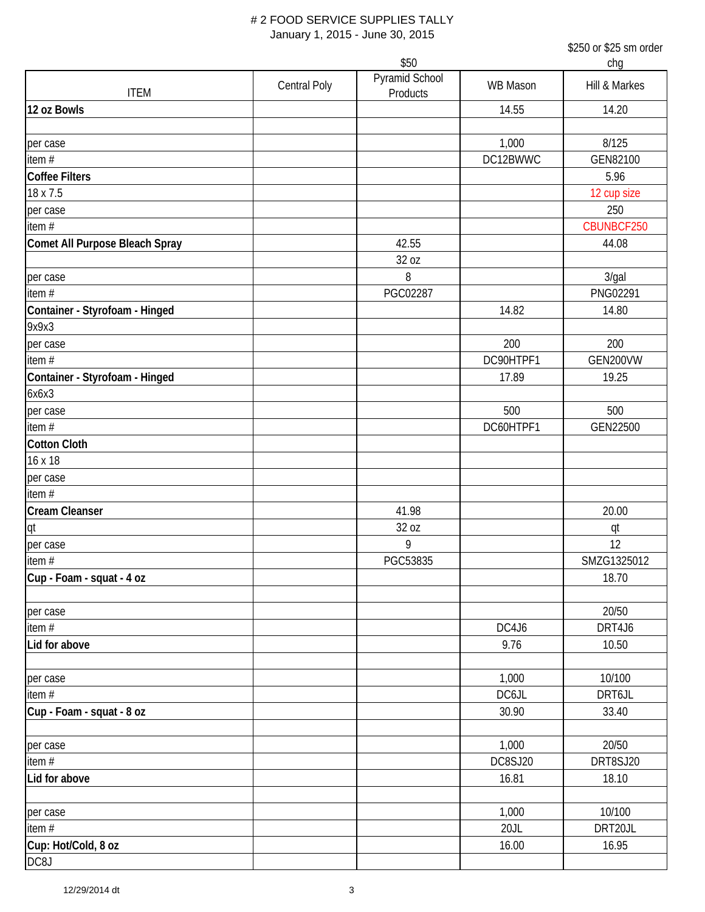# # 2 FOOD SERVICE SUPPLIES TALLY

January 1, 2015 - June 30, 2015

| ITEM | Central Poly | $50<br>Pyramid School Products | WB Mason | $250 or $25 sm order chg<br>Hill & Markes |
|---|---|---|---|---|
| **12 oz Bowls** | | | 14.55 | 14.20 |
| | | | | |
| per case | | | 1,000 | 8/125 |
| item # | | | DC12BWWC | GEN82100 |
| **Coffee Filters** | | | | 5.96 |
| 18 x 7.5 | | | | 12 cup size |
| per case | | | | 250 |
| item # | | | | CBUNBCF250 |
| **Comet All Purpose Bleach Spray** | | 42.55 | | 44.08 |
| | | 32 oz | | |
| per case | | 8 | | 3/gal |
| item # | | PGC02287 | | PNG02291 |
| **Container - Styrofoam - Hinged** | | | 14.82 | 14.80 |
| 9x9x3 | | | | |
| per case | | | 200 | 200 |
| item # | | | DC90HTPF1 | GEN200VW |
| **Container - Styrofoam - Hinged** | | | 17.89 | 19.25 |
| 6x6x3 | | | | |
| per case | | | 500 | 500 |
| item # | | | DC60HTPF1 | GEN22500 |
| **Cotton Cloth** | | | | |
| 16 x 18 | | | | |
| per case | | | | |
| item # | | | | |
| **Cream Cleanser** | | 41.98 | | 20.00 |
| qt | | 32 oz | | qt |
| per case | | 9 | | 12 |
| item # | | PGC53835 | | SMZG1325012 |
| **Cup - Foam - squat - 4 oz** | | | | 18.70 |
| | | | | |
| per case | | | | 20/50 |
| item # | | | DC4J6 | DRT4J6 |
| **Lid for above** | | | 9.76 | 10.50 |
| | | | | |
| per case | | | 1,000 | 10/100 |
| item # | | | DC6JL | DRT6JL |
| **Cup - Foam - squat - 8 oz** | | | 30.90 | 33.40 |
| | | | | |
| per case | | | 1,000 | 20/50 |
| item # | | | DC8SJ20 | DRT8SJ20 |
| **Lid for above** | | | 16.81 | 18.10 |
| | | | | |
| per case | | | 1,000 | 10/100 |
| item # | | | 20JL | DRT20JL |
| **Cup: Hot/Cold, 8 oz** | | | 16.00 | 16.95 |
| DC8J | | | | |

12/29/2014 dt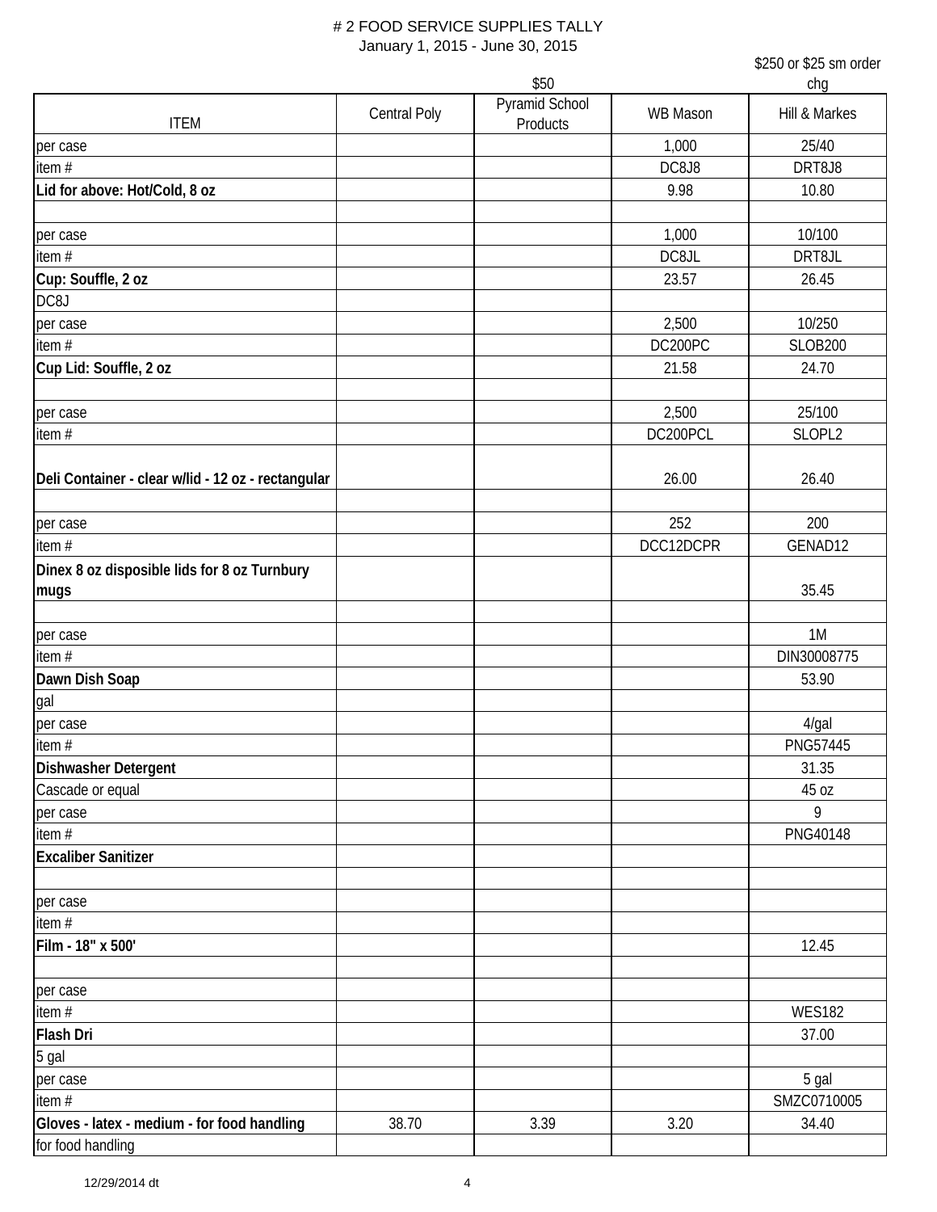# # 2 FOOD SERVICE SUPPLIES TALLY

January 1, 2015 - June 30, 2015

| ITEM | Central Poly | $50<br>Pyramid School Products | WB Mason | $250 or $25 sm order chg<br>Hill & Markes |
|---|---|---|---|---|
| per case | | | 1,000 | 25/40 |
| item # | | | DC8J8 | DRT8J8 |
| **Lid for above: Hot/Cold, 8 oz** | | | 9.98 | 10.80 |
| | | | | |
| per case | | | 1,000 | 10/100 |
| item # | | | DC8JL | DRT8JL |
| **Cup: Souffle, 2 oz** | | | 23.57 | 26.45 |
| DC8J | | | | |
| per case | | | 2,500 | 10/250 |
| item # | | | DC200PC | SLOB200 |
| **Cup Lid: Souffle, 2 oz** | | | 21.58 | 24.70 |
| | | | | |
| per case | | | 2,500 | 25/100 |
| item # | | | DC200PCL | SLOPL2 |
| **Deli Container - clear w/lid - 12 oz - rectangular** | | | 26.00 | 26.40 |
| | | | | |
| per case | | | 252 | 200 |
| item # | | | DCC12DCPR | GENAD12 |
| **Dinex 8 oz disposible lids for 8 oz Turnbury mugs** | | | | 35.45 |
| | | | | |
| per case | | | | 1M |
| item # | | | | DIN30008775 |
| **Dawn Dish Soap** | | | | 53.90 |
| gal | | | | |
| per case | | | | 4/gal |
| item # | | | | PNG57445 |
| **Dishwasher Detergent** | | | | 31.35 |
| Cascade or equal | | | | 45 oz |
| per case | | | | 9 |
| item # | | | | PNG40148 |
| **Excaliber Sanitizer** | | | | |
| | | | | |
| per case | | | | |
| item # | | | | |
| **Film - 18" x 500'** | | | | 12.45 |
| | | | | |
| per case | | | | |
| item # | | | | WES182 |
| **Flash Dri** | | | | 37.00 |
| 5 gal | | | | |
| per case | | | | 5 gal |
| item # | | | | SMZC0710005 |
| **Gloves - latex - medium - for food handling** | 38.70 | 3.39 | 3.20 | 34.40 |
| for food handling | | | | |

12/29/2014 dt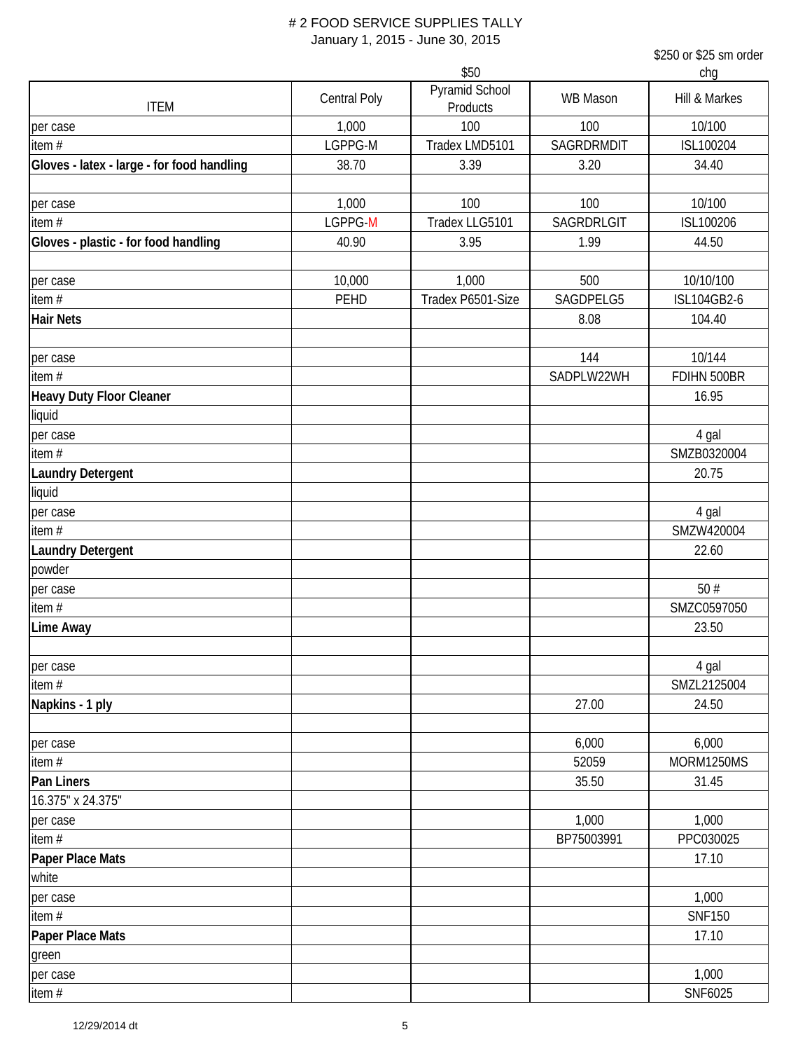# # 2 FOOD SERVICE SUPPLIES TALLY

January 1, 2015 - June 30, 2015

| ITEM | Central Poly | $50<br>Pyramid School Products | WB Mason | $250 or $25 sm order chg<br>Hill & Markes |
|---|---|---|---|---|
| per case | 1,000 | 100 | 100 | 10/100 |
| item # | LGPPG-M | Tradex LMD5101 | SAGRDRMDIT | ISL100204 |
| **Gloves - latex - large - for food handling** | 38.70 | 3.39 | 3.20 | 34.40 |
| | | | | |
| per case | 1,000 | 100 | 100 | 10/100 |
| item # | LGPPG-M | Tradex LLG5101 | SAGRDRLGIT | ISL100206 |
| **Gloves - plastic - for food handling** | 40.90 | 3.95 | 1.99 | 44.50 |
| | | | | |
| per case | 10,000 | 1,000 | 500 | 10/10/100 |
| item # | PEHD | Tradex P6501-Size | SAGDPELG5 | ISL104GB2-6 |
| **Hair Nets** | | | 8.08 | 104.40 |
| | | | | |
| per case | | | 144 | 10/144 |
| item # | | | SADPLW22WH | FDIHN 500BR |
| **Heavy Duty Floor Cleaner** | | | | 16.95 |
| liquid | | | | |
| per case | | | | 4 gal |
| item # | | | | SMZB0320004 |
| **Laundry Detergent** | | | | 20.75 |
| liquid | | | | |
| per case | | | | 4 gal |
| item # | | | | SMZW420004 |
| **Laundry Detergent** | | | | 22.60 |
| powder | | | | |
| per case | | | | 50 # |
| item # | | | | SMZC0597050 |
| **Lime Away** | | | | 23.50 |
| | | | | |
| per case | | | | 4 gal |
| item # | | | | SMZL2125004 |
| **Napkins - 1 ply** | | | 27.00 | 24.50 |
| | | | | |
| per case | | | 6,000 | 6,000 |
| item # | | | 52059 | MORM1250MS |
| **Pan Liners** | | | 35.50 | 31.45 |
| 16.375" x 24.375" | | | | |
| per case | | | 1,000 | 1,000 |
| item # | | | BP75003991 | PPC030025 |
| **Paper Place Mats** | | | | 17.10 |
| white | | | | |
| per case | | | | 1,000 |
| item # | | | | SNF150 |
| **Paper Place Mats** | | | | 17.10 |
| green | | | | |
| per case | | | | 1,000 |
| item # | | | | SNF6025 |

12/29/2014 dt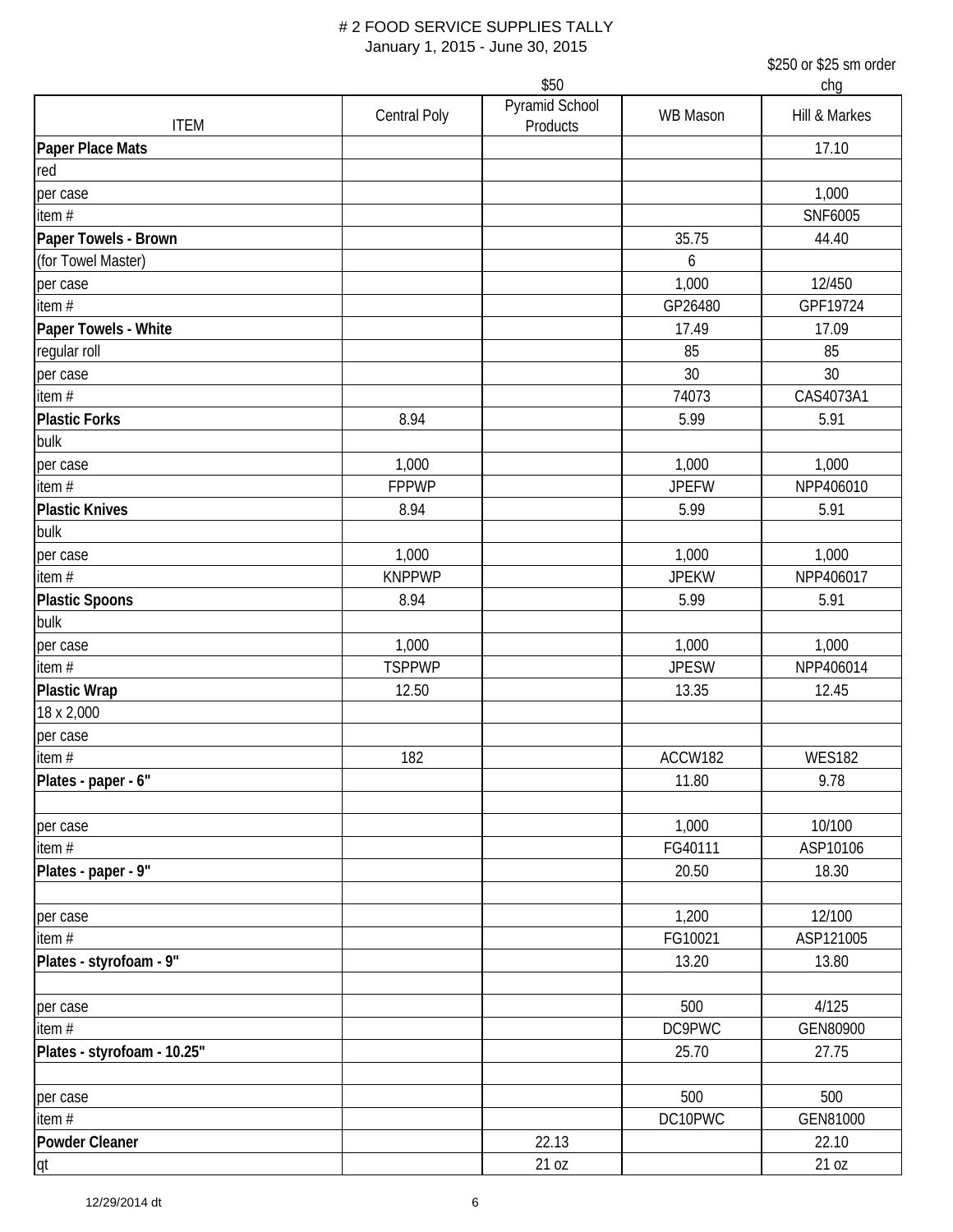# # 2 FOOD SERVICE SUPPLIES TALLY

January 1, 2015 - June 30, 2015

| | | $50 | | $250 or $25 sm order chg |
|---|---|---|---|---|
| ITEM | Central Poly | Pyramid School Products | WB Mason | Hill & Markes |
| **Paper Place Mats** | | | | 17.10 |
| red | | | | |
| per case | | | | 1,000 |
| item # | | | | SNF6005 |
| **Paper Towels - Brown** | | | 35.75 | 44.40 |
| (for Towel Master) | | | 6 | |
| per case | | | 1,000 | 12/450 |
| item # | | | GP26480 | GPF19724 |
| **Paper Towels - White** | | | 17.49 | 17.09 |
| regular roll | | | 85 | 85 |
| per case | | | 30 | 30 |
| item # | | | 74073 | CAS4073A1 |
| **Plastic Forks** | 8.94 | | 5.99 | 5.91 |
| bulk | | | | |
| per case | 1,000 | | 1,000 | 1,000 |
| item # | FPPWP | | JPEFW | NPP406010 |
| **Plastic Knives** | 8.94 | | 5.99 | 5.91 |
| bulk | | | | |
| per case | 1,000 | | 1,000 | 1,000 |
| item # | KNPPWP | | JPEKW | NPP406017 |
| **Plastic Spoons** | 8.94 | | 5.99 | 5.91 |
| bulk | | | | |
| per case | 1,000 | | 1,000 | 1,000 |
| item # | TSPPWP | | JPESW | NPP406014 |
| **Plastic Wrap** | 12.50 | | 13.35 | 12.45 |
| 18 x 2,000 | | | | |
| per case | | | | |
| item # | 182 | | ACCW182 | WES182 |
| **Plates - paper - 6"** | | | 11.80 | 9.78 |
| | | | | |
| per case | | | 1,000 | 10/100 |
| item # | | | FG40111 | ASP10106 |
| **Plates - paper - 9"** | | | 20.50 | 18.30 |
| | | | | |
| per case | | | 1,200 | 12/100 |
| item # | | | FG10021 | ASP121005 |
| **Plates - styrofoam - 9"** | | | 13.20 | 13.80 |
| | | | | |
| per case | | | 500 | 4/125 |
| item # | | | DC9PWC | GEN80900 |
| **Plates - styrofoam - 10.25"** | | | 25.70 | 27.75 |
| | | | | |
| per case | | | 500 | 500 |
| item # | | | DC10PWC | GEN81000 |
| **Powder Cleaner** | | 22.13 | | 22.10 |
| qt | | 21 oz | | 21 oz |

12/29/2014 dt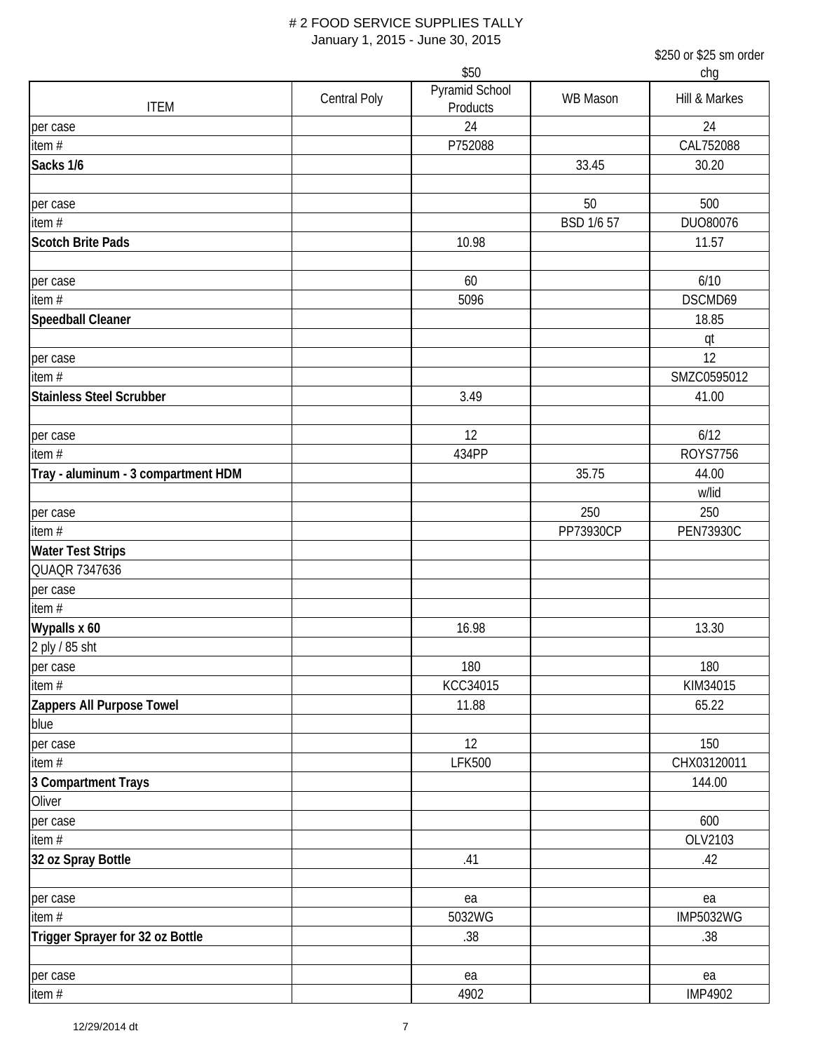# # 2 FOOD SERVICE SUPPLIES TALLY

January 1, 2015 - June 30, 2015

| ITEM | Central Poly | $50<br>Pyramid School Products | WB Mason | $250 or $25 sm order chg<br>Hill & Markes |
|---|---|---|---|---|
| per case | | 24 | | 24 |
| item # | | P752088 | | CAL752088 |
| **Sacks 1/6** | | | 33.45 | 30.20 |
| | | | | |
| per case | | | 50 | 500 |
| item # | | | BSD 1/6 57 | DUO80076 |
| **Scotch Brite Pads** | | 10.98 | | 11.57 |
| | | | | |
| per case | | 60 | | 6/10 |
| item # | | 5096 | | DSCMD69 |
| **Speedball Cleaner** | | | | 18.85 |
| | | | | qt |
| per case | | | | 12 |
| item # | | | | SMZC0595012 |
| **Stainless Steel Scrubber** | | 3.49 | | 41.00 |
| | | | | |
| per case | | 12 | | 6/12 |
| item # | | 434PP | | ROYS7756 |
| **Tray - aluminum - 3 compartment HDM** | | | 35.75 | 44.00 |
| | | | | w/lid |
| per case | | | 250 | 250 |
| item # | | | PP73930CP | PEN73930C |
| **Water Test Strips** | | | | |
| QUAQR 7347636 | | | | |
| per case | | | | |
| item # | | | | |
| **Wypalls x 60** | | 16.98 | | 13.30 |
| 2 ply / 85 sht | | | | |
| per case | | 180 | | 180 |
| item # | | KCC34015 | | KIM34015 |
| **Zappers All Purpose Towel** | | 11.88 | | 65.22 |
| blue | | | | |
| per case | | 12 | | 150 |
| item # | | LFK500 | | CHX03120011 |
| **3 Compartment Trays** | | | | 144.00 |
| Oliver | | | | |
| per case | | | | 600 |
| item # | | | | OLV2103 |
| **32 oz Spray Bottle** | | .41 | | .42 |
| | | | | |
| per case | | ea | | ea |
| item # | | 5032WG | | IMP5032WG |
| **Trigger Sprayer for 32 oz Bottle** | | .38 | | .38 |
| | | | | |
| per case | | ea | | ea |
| item # | | 4902 | | IMP4902 |

12/29/2014 dt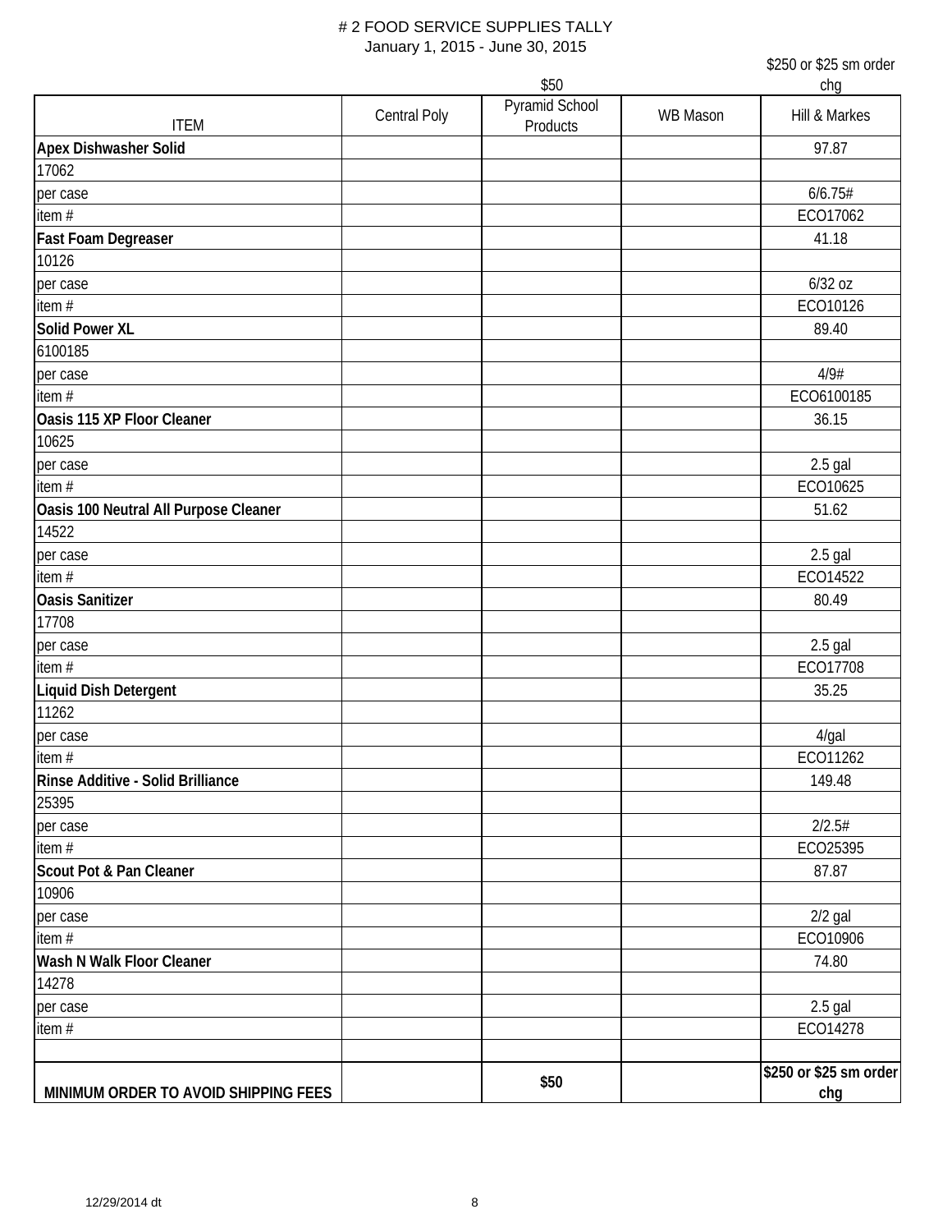# 2 FOOD SERVICE SUPPLIES TALLY
January 1, 2015 - June 30, 2015

| | | $50 | | $250 or $25 sm order chg |
|---|---|---|---|---|
| ITEM | Central Poly | Pyramid School Products | WB Mason | Hill & Markes |
| **Apex Dishwasher Solid** | | | | 97.87 |
| 17062 | | | | |
| per case | | | | 6/6.75# |
| item # | | | | ECO17062 |
| **Fast Foam Degreaser** | | | | 41.18 |
| 10126 | | | | |
| per case | | | | 6/32 oz |
| item # | | | | ECO10126 |
| **Solid Power XL** | | | | 89.40 |
| 6100185 | | | | |
| per case | | | | 4/9# |
| item # | | | | ECO6100185 |
| **Oasis 115 XP Floor Cleaner** | | | | 36.15 |
| 10625 | | | | |
| per case | | | | 2.5 gal |
| item # | | | | ECO10625 |
| **Oasis 100 Neutral All Purpose Cleaner** | | | | 51.62 |
| 14522 | | | | |
| per case | | | | 2.5 gal |
| item # | | | | ECO14522 |
| **Oasis Sanitizer** | | | | 80.49 |
| 17708 | | | | |
| per case | | | | 2.5 gal |
| item # | | | | ECO17708 |
| **Liquid Dish Detergent** | | | | 35.25 |
| 11262 | | | | |
| per case | | | | 4/gal |
| item # | | | | ECO11262 |
| **Rinse Additive - Solid Brilliance** | | | | 149.48 |
| 25395 | | | | |
| per case | | | | 2/2.5# |
| item # | | | | ECO25395 |
| **Scout Pot & Pan Cleaner** | | | | 87.87 |
| 10906 | | | | |
| per case | | | | 2/2 gal |
| item # | | | | ECO10906 |
| **Wash N Walk Floor Cleaner** | | | | 74.80 |
| 14278 | | | | |
| per case | | | | 2.5 gal |
| item # | | | | ECO14278 |
| | | | | |
| **MINIMUM ORDER TO AVOID SHIPPING FEES** | | **$50** | | **$250 or $25 sm order chg** |

12/29/2014 dt